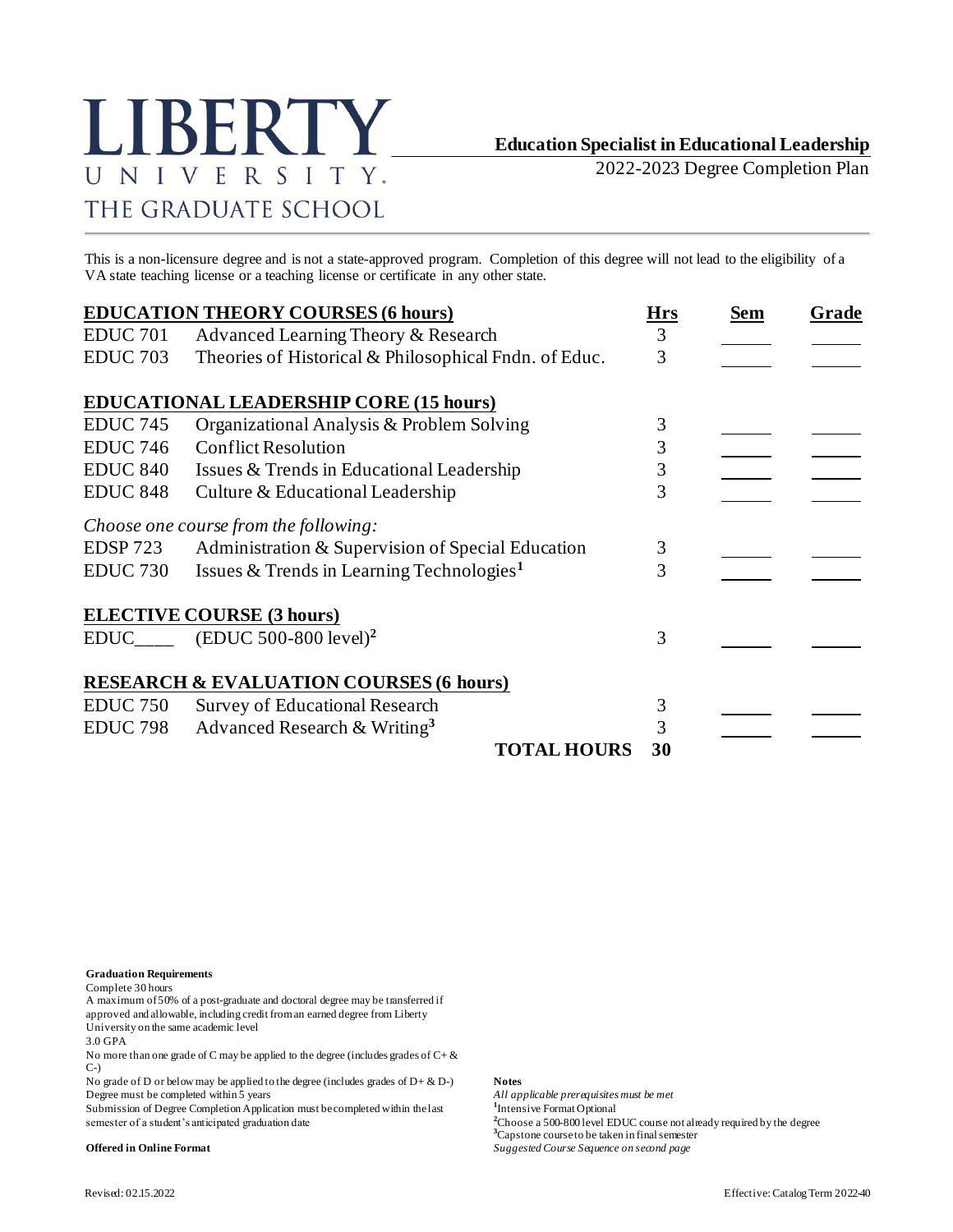# LIBERTY UNIVERSITY. THE GRADUATE SCHOOL

## Education Specialist in Educational Leadership

2022-2023 Degree Completion Plan

This is a non-licensure degree and is not a state-approved program. Completion of this degree will not lead to the eligibility of a VA state teaching license or a teaching license or certificate in any other state.

| **EDUCATION THEORY COURSES (6 hours)** | | **Hrs** | **Sem** | **Grade** |
|---|---|---|---|---|
| EDUC 701 | Advanced Learning Theory & Research | 3 | | |
| EDUC 703 | Theories of Historical & Philosophical Fndn. of Educ. | 3 | | |
| **EDUCATIONAL LEADERSHIP CORE (15 hours)** | | | | |
| EDUC 745 | Organizational Analysis & Problem Solving | 3 | | |
| EDUC 746 | Conflict Resolution | 3 | | |
| EDUC 840 | Issues & Trends in Educational Leadership | 3 | | |
| EDUC 848 | Culture & Educational Leadership | 3 | | |
| *Choose one course from the following:* | | | | |
| EDSP 723 | Administration & Supervision of Special Education | 3 | | |
| EDUC 730 | Issues & Trends in Learning Technologies[1] | 3 | | |
| **ELECTIVE COURSE (3 hours)** | | | | |
| EDUC____ | (EDUC 500-800 level)[2] | 3 | | |
| **RESEARCH & EVALUATION COURSES (6 hours)** | | | | |
| EDUC 750 | Survey of Educational Research | 3 | | |
| EDUC 798 | Advanced Research & Writing[3] | 3 | | |
| | **TOTAL HOURS** | **30** | | |

**Graduation Requirements**

Complete 30 hours

A maximum of 50% of a post-graduate and doctoral degree may be transferred if approved and allowable, including credit from an earned degree from Liberty University on the same academic level

3.0 GPA

No more than one grade of C may be applied to the degree (includes grades of C+ & C-)

No grade of D or below may be applied to the degree (includes grades of D+ & D-)

Degree must be completed within 5 years

Submission of Degree Completion Application must be completed within the last semester of a student's anticipated graduation date

**Offered in Online Format**

**Notes**

*All applicable prerequisites must be met*

[1]Intensive Format Optional

[2]Choose a 500-800 level EDUC course not already required by the degree

[3]Capstone course to be taken in final semester

*Suggested Course Sequence on second page*

Revised: 02.15.2022

Effective: Catalog Term 2022-40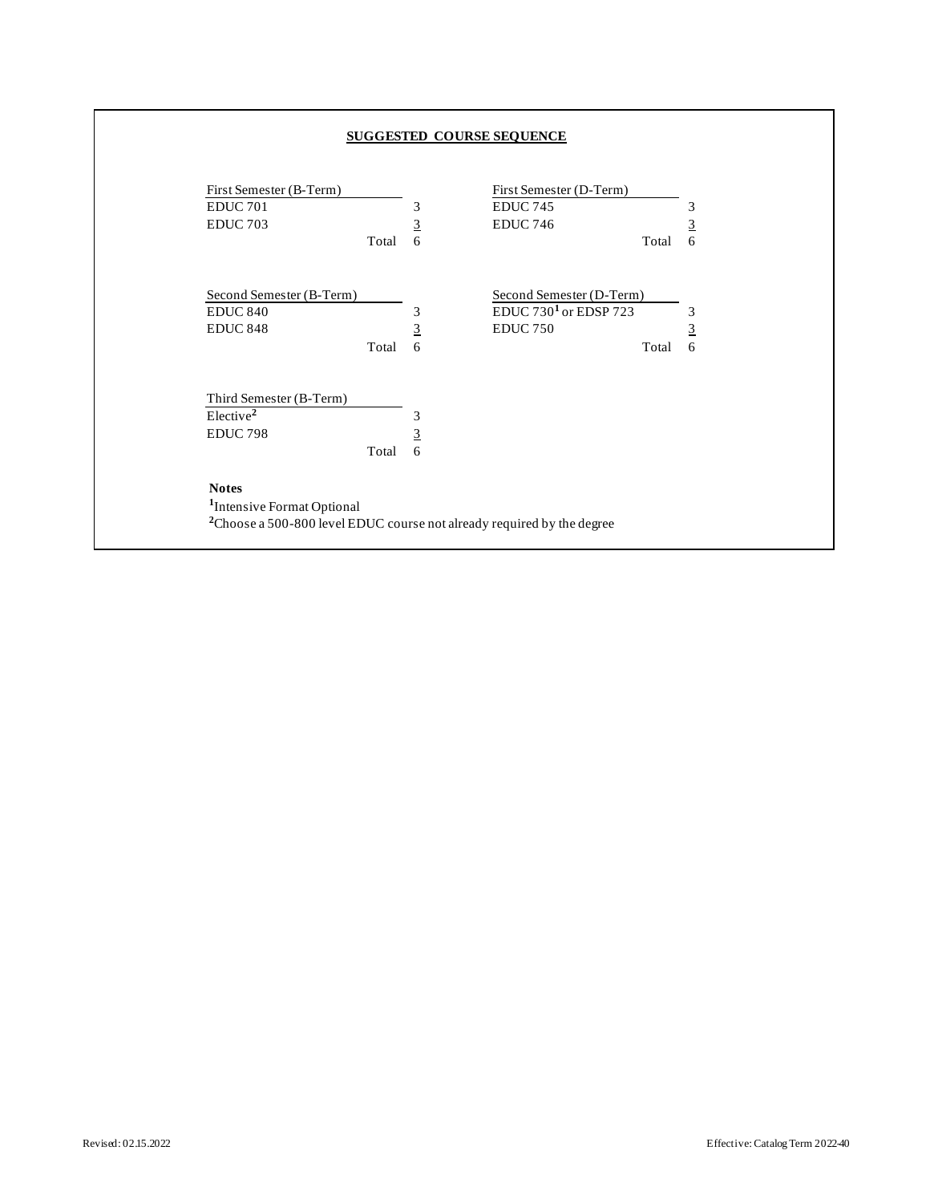## SUGGESTED COURSE SEQUENCE

| First Semester (B-Term) | |
|---|---|
| EDUC 701 | 3 |
| EDUC 703 | 3 |
| Total | 6 |

| First Semester (D-Term) | |
|---|---|
| EDUC 745 | 3 |
| EDUC 746 | 3 |
| Total | 6 |

| Second Semester (B-Term) | |
|---|---|
| EDUC 840 | 3 |
| EDUC 848 | 3 |
| Total | 6 |

| Second Semester (D-Term) | |
|---|---|
| EDUC 730[1] or EDSP 723 | 3 |
| EDUC 750 | 3 |
| Total | 6 |

| Third Semester (B-Term) | |
|---|---|
| Elective[2] | 3 |
| EDUC 798 | 3 |
| Total | 6 |

**Notes**

[1]Intensive Format Optional

[2]Choose a 500-800 level EDUC course not already required by the degree

Revised: 02.15.2022

Effective: Catalog Term 2022-40